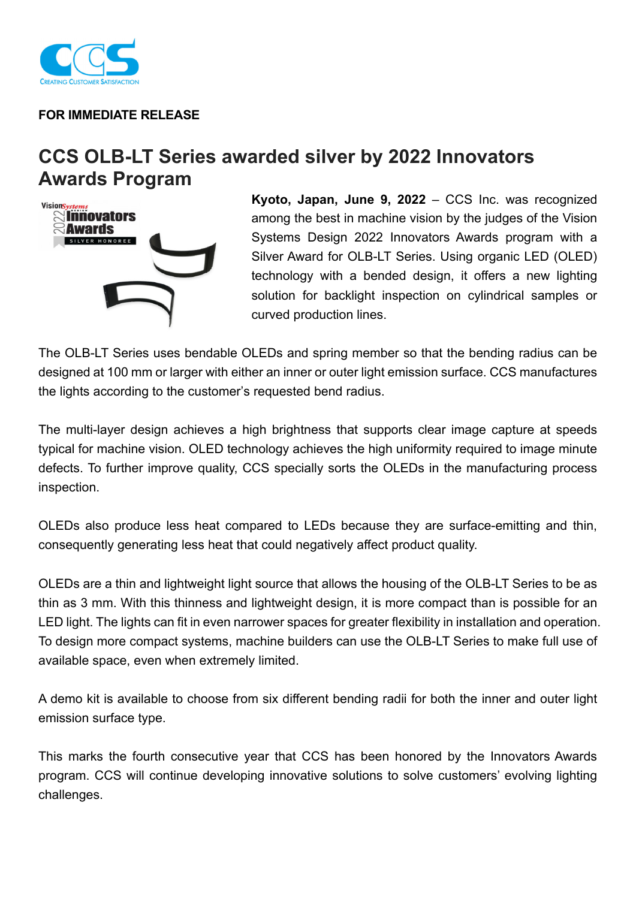**FOR IMMEDIATE RELEASE**

# CCS OLB-LT Series awarded silver by 2022 Innovators Awards Program

**Kyoto, Japan, June 9, 2022** – CCS Inc. was recognized among the best in machine vision by the judges of the Vision Systems Design 2022 Innovators Awards program with a Silver Award for OLB-LT Series. Using organic LED (OLED) technology with a bended design, it offers a new lighting solution for backlight inspection on cylindrical samples or curved production lines.

The OLB-LT Series uses bendable OLEDs and spring member so that the bending radius can be designed at 100 mm or larger with either an inner or outer light emission surface. CCS manufactures the lights according to the customer's requested bend radius.

The multi-layer design achieves a high brightness that supports clear image capture at speeds typical for machine vision. OLED technology achieves the high uniformity required to image minute defects. To further improve quality, CCS specially sorts the OLEDs in the manufacturing process inspection.

OLEDs also produce less heat compared to LEDs because they are surface-emitting and thin, consequently generating less heat that could negatively affect product quality.

OLEDs are a thin and lightweight light source that allows the housing of the OLB-LT Series to be as thin as 3 mm. With this thinness and lightweight design, it is more compact than is possible for an LED light. The lights can fit in even narrower spaces for greater flexibility in installation and operation. To design more compact systems, machine builders can use the OLB-LT Series to make full use of available space, even when extremely limited.

A demo kit is available to choose from six different bending radii for both the inner and outer light emission surface type.

This marks the fourth consecutive year that CCS has been honored by the Innovators Awards program. CCS will continue developing innovative solutions to solve customers' evolving lighting challenges.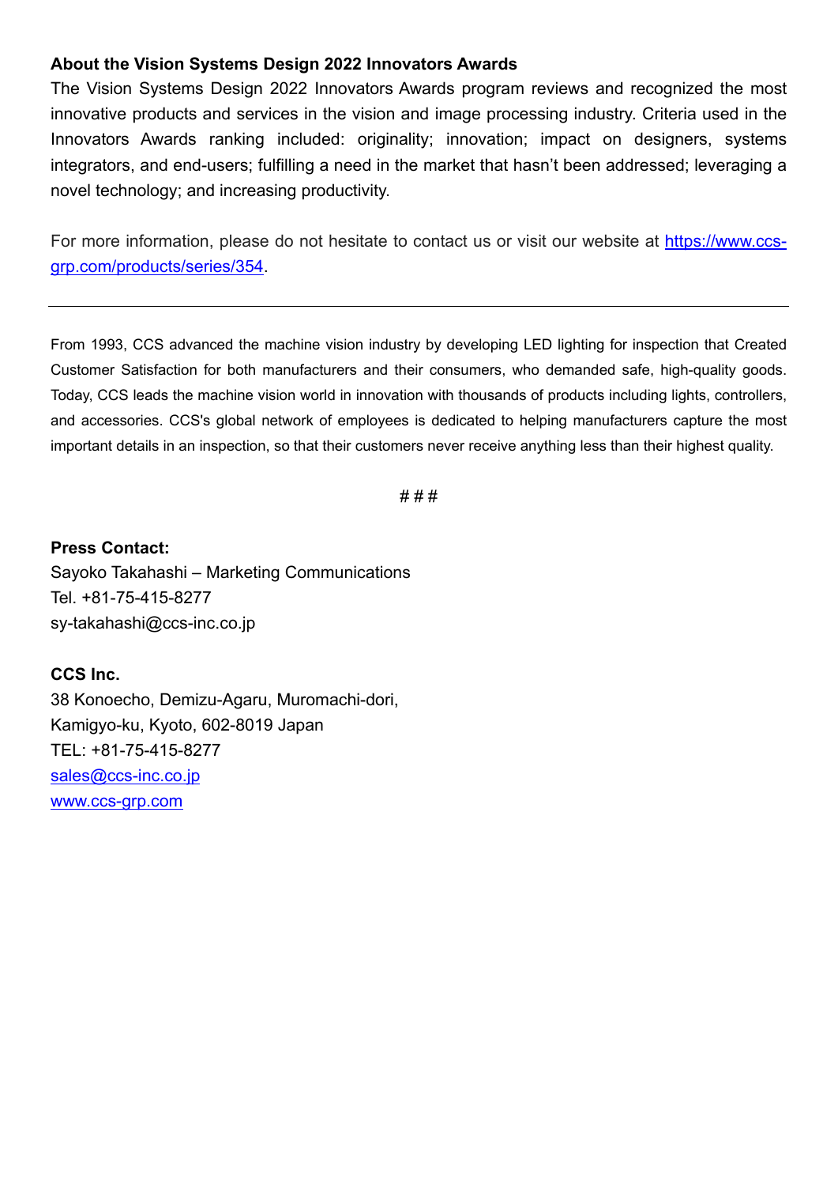**About the Vision Systems Design 2022 Innovators Awards**

The Vision Systems Design 2022 Innovators Awards program reviews and recognized the most innovative products and services in the vision and image processing industry. Criteria used in the Innovators Awards ranking included: originality; innovation; impact on designers, systems integrators, and end-users; fulfilling a need in the market that hasn't been addressed; leveraging a novel technology; and increasing productivity.

For more information, please do not hesitate to contact us or visit our website at [https://www.ccs-grp.com/products/series/354](https://www.ccs-grp.com/products/series/354).

---

From 1993, CCS advanced the machine vision industry by developing LED lighting for inspection that Created Customer Satisfaction for both manufacturers and their consumers, who demanded safe, high-quality goods. Today, CCS leads the machine vision world in innovation with thousands of products including lights, controllers, and accessories. CCS's global network of employees is dedicated to helping manufacturers capture the most important details in an inspection, so that their customers never receive anything less than their highest quality.

# # #

**Press Contact:**
Sayoko Takahashi – Marketing Communications
Tel. +81-75-415-8277
sy-takahashi@ccs-inc.co.jp

**CCS Inc.**
38 Konoecho, Demizu-Agaru, Muromachi-dori,
Kamigyo-ku, Kyoto, 602-8019 Japan
TEL: +81-75-415-8277
[sales@ccs-inc.co.jp](mailto:sales@ccs-inc.co.jp)
[www.ccs-grp.com](http://www.ccs-grp.com)